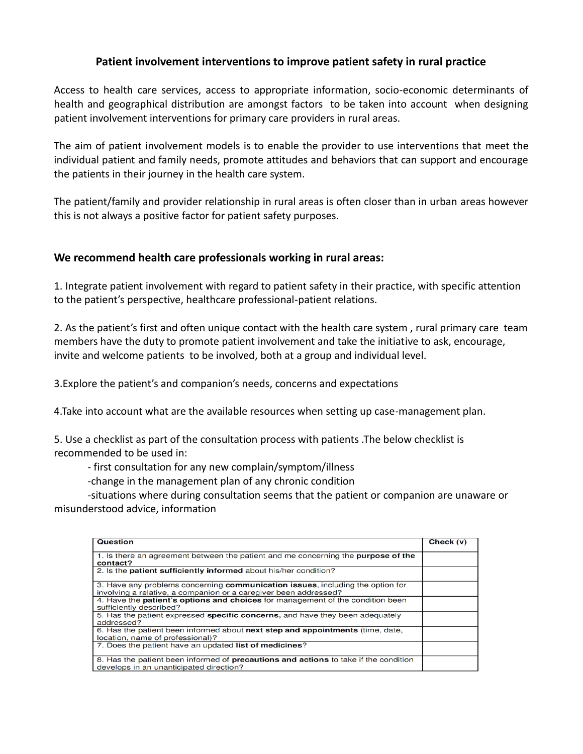# Patient involvement interventions to improve patient safety in rural practice

Access to health care services, access to appropriate information, socio-economic determinants of health and geographical distribution are amongst factors to be taken into account when designing patient involvement interventions for primary care providers in rural areas.

The aim of patient involvement models is to enable the provider to use interventions that meet the individual patient and family needs, promote attitudes and behaviors that can support and encourage the patients in their journey in the health care system.

The patient/family and provider relationship in rural areas is often closer than in urban areas however this is not always a positive factor for patient safety purposes.

## We recommend health care professionals working in rural areas:

1. Integrate patient involvement with regard to patient safety in their practice, with specific attention to the patient's perspective, healthcare professional-patient relations.

2. As the patient's first and often unique contact with the health care system , rural primary care team members have the duty to promote patient involvement and take the initiative to ask, encourage, invite and welcome patients to be involved, both at a group and individual level.

3.Explore the patient's and companion's needs, concerns and expectations

4.Take into account what are the available resources when setting up case-management plan.

5. Use a checklist as part of the consultation process with patients .The below checklist is recommended to be used in:

- first consultation for any new complain/symptom/illness
- change in the management plan of any chronic condition
- situations where during consultation seems that the patient or companion are unaware or misunderstood advice, information

| Question | Check (v) |
|---|---|
| 1. Is there an agreement between the patient and me concerning the **purpose of the contact?** | |
| 2. Is the **patient sufficiently informed** about his/her condition? | |
| 3. Have any problems concerning **communication issues**, including the option for involving a relative, a companion or a caregiver been addressed? | |
| 4. Have the **patient's options and choices** for management of the condition been sufficiently described? | |
| 5. Has the patient expressed **specific concerns**, and have they been adequately addressed? | |
| 6. Has the patient been informed about **next step and appointments** (time, date, location, name of professional)? | |
| 7. Does the patient have an updated **list of medicines**? | |
| 8. Has the patient been informed of **precautions and actions** to take if the condition develops in an unanticipated direction? | |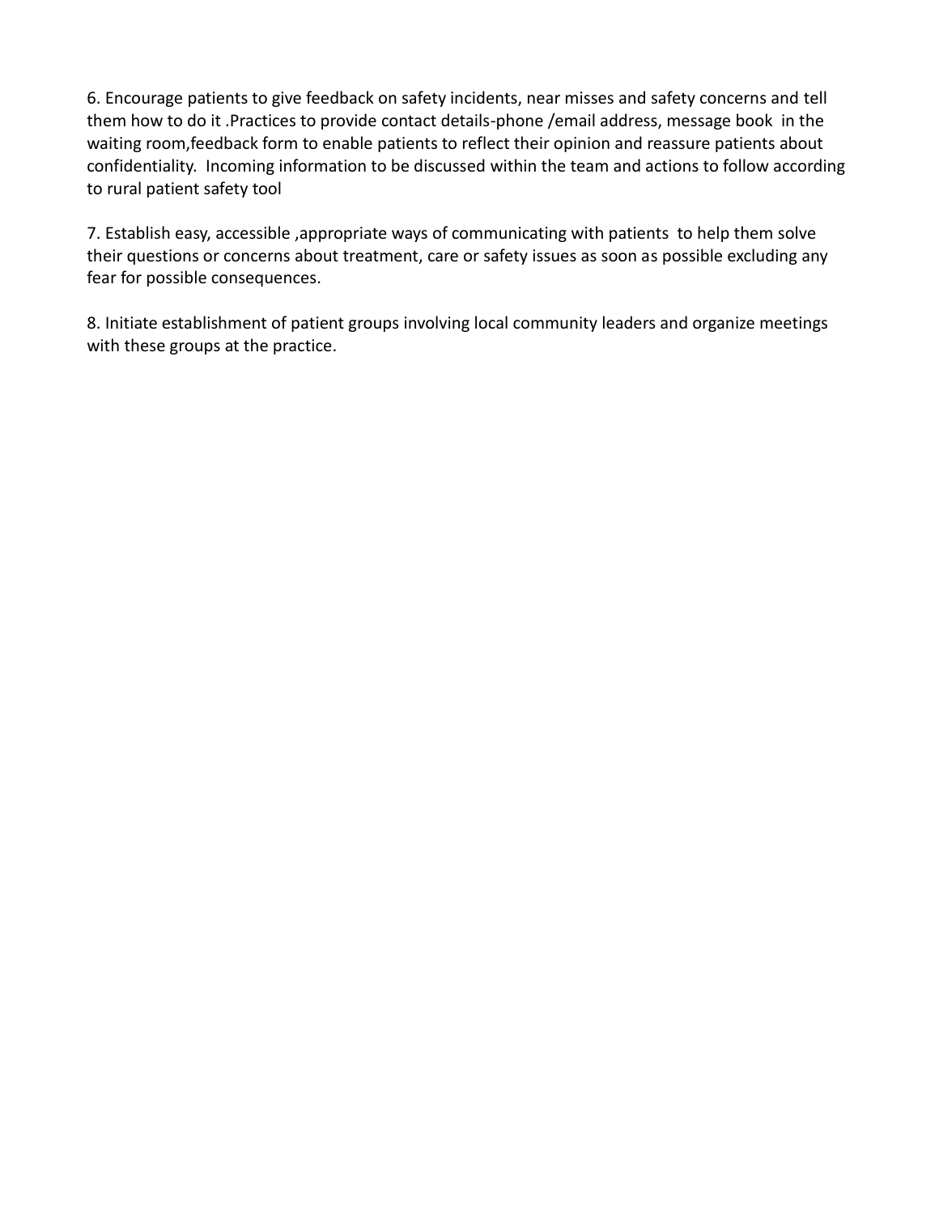6. Encourage patients to give feedback on safety incidents, near misses and safety concerns and tell them how to do it .Practices to provide contact details-phone /email address, message book in the waiting room,feedback form to enable patients to reflect their opinion and reassure patients about confidentiality. Incoming information to be discussed within the team and actions to follow according to rural patient safety tool

7. Establish easy, accessible ,appropriate ways of communicating with patients to help them solve their questions or concerns about treatment, care or safety issues as soon as possible excluding any fear for possible consequences.

8. Initiate establishment of patient groups involving local community leaders and organize meetings with these groups at the practice.